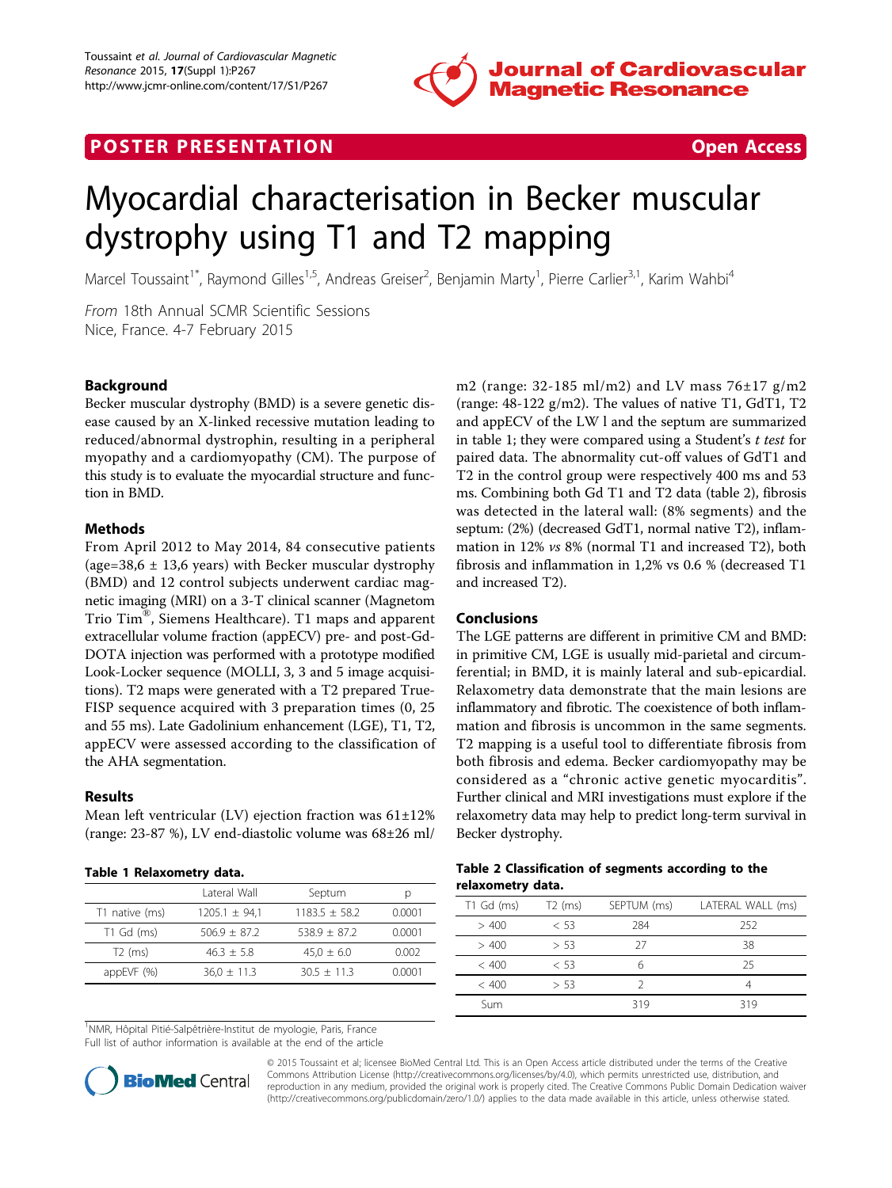POSTER PRESENTATION — Open Access

# Myocardial characterisation in Becker muscular dystrophy using T1 and T2 mapping

Marcel Toussaint[1*], Raymond Gilles[1,5], Andreas Greiser[2], Benjamin Marty[1], Pierre Carlier[3,1], Karim Wahbi[4]

*From* 18th Annual SCMR Scientific Sessions
Nice, France. 4-7 February 2015

## Background

Becker muscular dystrophy (BMD) is a severe genetic disease caused by an X-linked recessive mutation leading to reduced/abnormal dystrophin, resulting in a peripheral myopathy and a cardiomyopathy (CM). The purpose of this study is to evaluate the myocardial structure and function in BMD.

## Methods

From April 2012 to May 2014, 84 consecutive patients (age=38,6 ± 13,6 years) with Becker muscular dystrophy (BMD) and 12 control subjects underwent cardiac magnetic imaging (MRI) on a 3-T clinical scanner (Magnetom Trio Tim®, Siemens Healthcare). T1 maps and apparent extracellular volume fraction (appECV) pre- and post-Gd-DOTA injection was performed with a prototype modified Look-Locker sequence (MOLLI, 3, 3 and 5 image acquisitions). T2 maps were generated with a T2 prepared True-FISP sequence acquired with 3 preparation times (0, 25 and 55 ms). Late Gadolinium enhancement (LGE), T1, T2, appECV were assessed according to the classification of the AHA segmentation.

## Results

Mean left ventricular (LV) ejection fraction was 61±12% (range: 23-87 %), LV end-diastolic volume was 68±26 ml/m2 (range: 32-185 ml/m2) and LV mass 76±17 g/m2 (range: 48-122 g/m2). The values of native T1, GdT1, T2 and appECV of the LW l and the septum are summarized in table 1; they were compared using a Student's *t test* for paired data. The abnormality cut-off values of GdT1 and T2 in the control group were respectively 400 ms and 53 ms. Combining both Gd T1 and T2 data (table 2), fibrosis was detected in the lateral wall: (8% segments) and the septum: (2%) (decreased GdT1, normal native T2), inflammation in 12% *vs* 8% (normal T1 and increased T2), both fibrosis and inflammation in 1,2% vs 0.6 % (decreased T1 and increased T2).

**Table 1 Relaxometry data.**

| | Lateral Wall | Septum | p |
|---|---|---|---|
| T1 native (ms) | 1205.1 ± 94,1 | 1183.5 ± 58.2 | 0.0001 |
| T1 Gd (ms) | 506.9 ± 87.2 | 538.9 ± 87.2 | 0.0001 |
| T2 (ms) | 46.3 ± 5.8 | 45,0 ± 6.0 | 0.002 |
| appEVF (%) | 36,0 ± 11.3 | 30.5 ± 11.3 | 0.0001 |

## Conclusions

The LGE patterns are different in primitive CM and BMD: in primitive CM, LGE is usually mid-parietal and circumferential; in BMD, it is mainly lateral and sub-epicardial. Relaxometry data demonstrate that the main lesions are inflammatory and fibrotic. The coexistence of both inflammation and fibrosis is uncommon in the same segments. T2 mapping is a useful tool to differentiate fibrosis from both fibrosis and edema. Becker cardiomyopathy may be considered as a "chronic active genetic myocarditis". Further clinical and MRI investigations must explore if the relaxometry data may help to predict long-term survival in Becker dystrophy.

**Table 2 Classification of segments according to the relaxometry data.**

| T1 Gd (ms) | T2 (ms) | SEPTUM (ms) | LATERAL WALL (ms) |
|---|---|---|---|
| > 400 | < 53 | 284 | 252 |
| > 400 | > 53 | 27 | 38 |
| < 400 | < 53 | 6 | 25 |
| < 400 | > 53 | 2 | 4 |
| Sum | | 319 | 319 |

[1]NMR, Hôpital Pitié-Salpêtrière-Institut de myologie, Paris, France
Full list of author information is available at the end of the article

© 2015 Toussaint et al; licensee BioMed Central Ltd. This is an Open Access article distributed under the terms of the Creative Commons Attribution License (http://creativecommons.org/licenses/by/4.0), which permits unrestricted use, distribution, and reproduction in any medium, provided the original work is properly cited. The Creative Commons Public Domain Dedication waiver (http://creativecommons.org/publicdomain/zero/1.0/) applies to the data made available in this article, unless otherwise stated.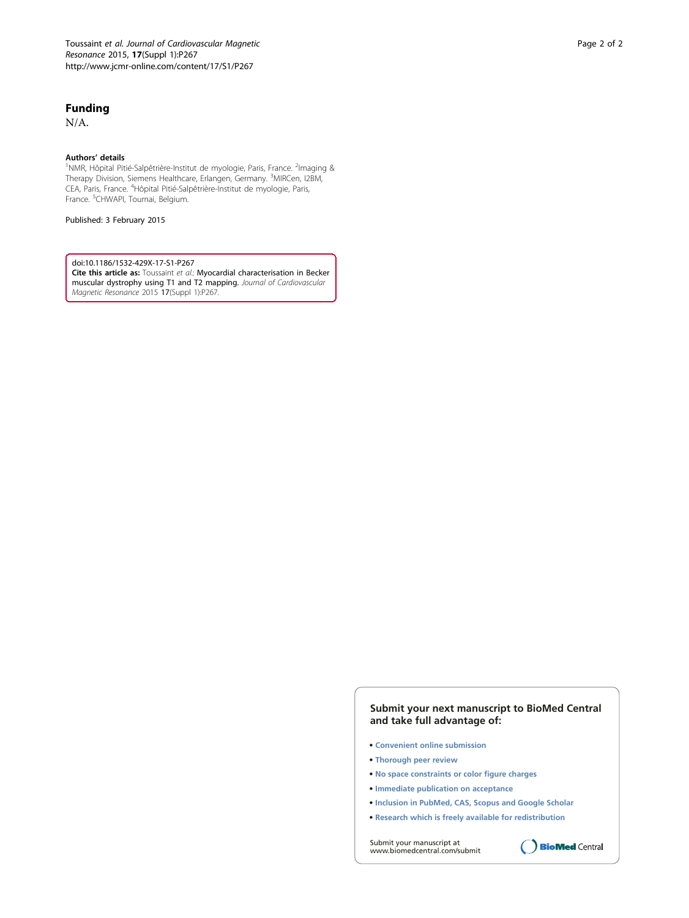## Funding

N/A.

#### Authors' details

[1]NMR, Hôpital Pitié-Salpêtrière-Institut de myologie, Paris, France. [2]Imaging & Therapy Division, Siemens Healthcare, Erlangen, Germany. [3]MIRCen, I2BM, CEA, Paris, France. [4]Hôpital Pitié-Salpêtrière-Institut de myologie, Paris, France. [5]CHWAPI, Tournai, Belgium.

Published: 3 February 2015

doi:10.1186/1532-429X-17-S1-P267
**Cite this article as:** Toussaint *et al.*: Myocardial characterisation in Becker muscular dystrophy using T1 and T2 mapping. *Journal of Cardiovascular Magnetic Resonance* 2015 **17**(Suppl 1):P267.

**Submit your next manuscript to BioMed Central and take full advantage of:**

- **Convenient online submission**
- **Thorough peer review**
- **No space constraints or color figure charges**
- **Immediate publication on acceptance**
- **Inclusion in PubMed, CAS, Scopus and Google Scholar**
- **Research which is freely available for redistribution**

Submit your manuscript at
www.biomedcentral.com/submit

BioMed Central